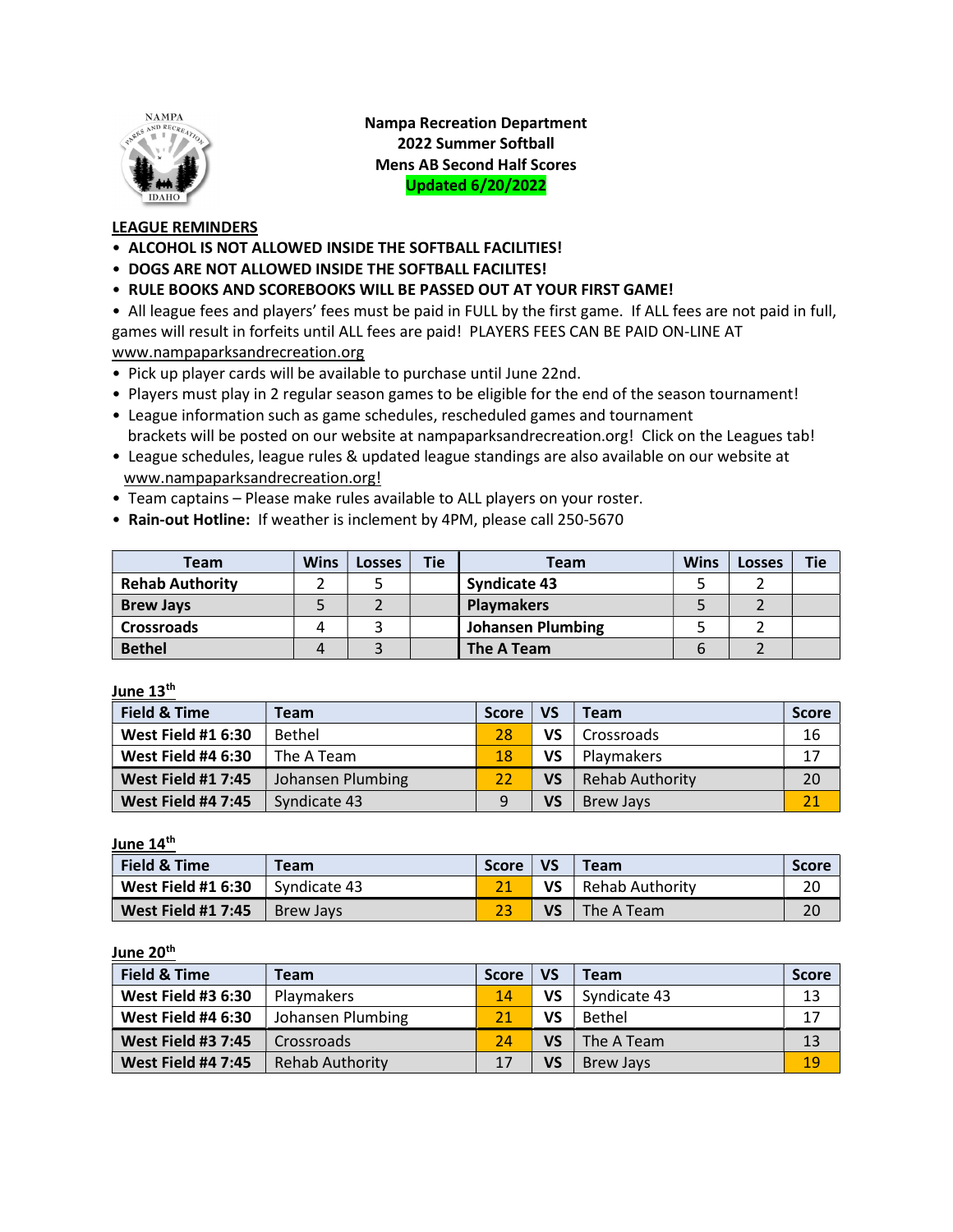**Nampa Recreation Department**
**2022 Summer Softball**
**Mens AB Second Half Scores**
**Updated 6/20/2022**

**LEAGUE REMINDERS**

- **ALCOHOL IS NOT ALLOWED INSIDE THE SOFTBALL FACILITIES!**
- **DOGS ARE NOT ALLOWED INSIDE THE SOFTBALL FACILITES!**
- **RULE BOOKS AND SCOREBOOKS WILL BE PASSED OUT AT YOUR FIRST GAME!**
- All league fees and players' fees must be paid in FULL by the first game. If ALL fees are not paid in full, games will result in forfeits until ALL fees are paid! PLAYERS FEES CAN BE PAID ON-LINE AT www.nampaparksandrecreation.org
- Pick up player cards will be available to purchase until June 22nd.
- Players must play in 2 regular season games to be eligible for the end of the season tournament!
- League information such as game schedules, rescheduled games and tournament brackets will be posted on our website at nampaparksandrecreation.org! Click on the Leagues tab!
- League schedules, league rules & updated league standings are also available on our website at www.nampaparksandrecreation.org!
- Team captains – Please make rules available to ALL players on your roster.
- **Rain-out Hotline:** If weather is inclement by 4PM, please call 250-5670

| Team | Wins | Losses | Tie | Team | Wins | Losses | Tie |
|---|---|---|---|---|---|---|---|
| **Rehab Authority** | 2 | 5 | | **Syndicate 43** | 5 | 2 | |
| **Brew Jays** | 5 | 2 | | **Playmakers** | 5 | 2 | |
| **Crossroads** | 4 | 3 | | **Johansen Plumbing** | 5 | 2 | |
| **Bethel** | 4 | 3 | | **The A Team** | 6 | 2 | |

**June 13th**

| Field & Time | Team | Score | VS | Team | Score |
|---|---|---|---|---|---|
| **West Field #1 6:30** | Bethel | 28 | **VS** | Crossroads | 16 |
| **West Field #4 6:30** | The A Team | 18 | **VS** | Playmakers | 17 |
| **West Field #1 7:45** | Johansen Plumbing | 22 | **VS** | Rehab Authority | 20 |
| **West Field #4 7:45** | Syndicate 43 | 9 | **VS** | Brew Jays | 21 |

**June 14th**

| Field & Time | Team | Score | VS | Team | Score |
|---|---|---|---|---|---|
| **West Field #1 6:30** | Syndicate 43 | 21 | **VS** | Rehab Authority | 20 |
| **West Field #1 7:45** | Brew Jays | 23 | **VS** | The A Team | 20 |

**June 20th**

| Field & Time | Team | Score | VS | Team | Score |
|---|---|---|---|---|---|
| **West Field #3 6:30** | Playmakers | 14 | **VS** | Syndicate 43 | 13 |
| **West Field #4 6:30** | Johansen Plumbing | 21 | **VS** | Bethel | 17 |
| **West Field #3 7:45** | Crossroads | 24 | **VS** | The A Team | 13 |
| **West Field #4 7:45** | Rehab Authority | 17 | **VS** | Brew Jays | 19 |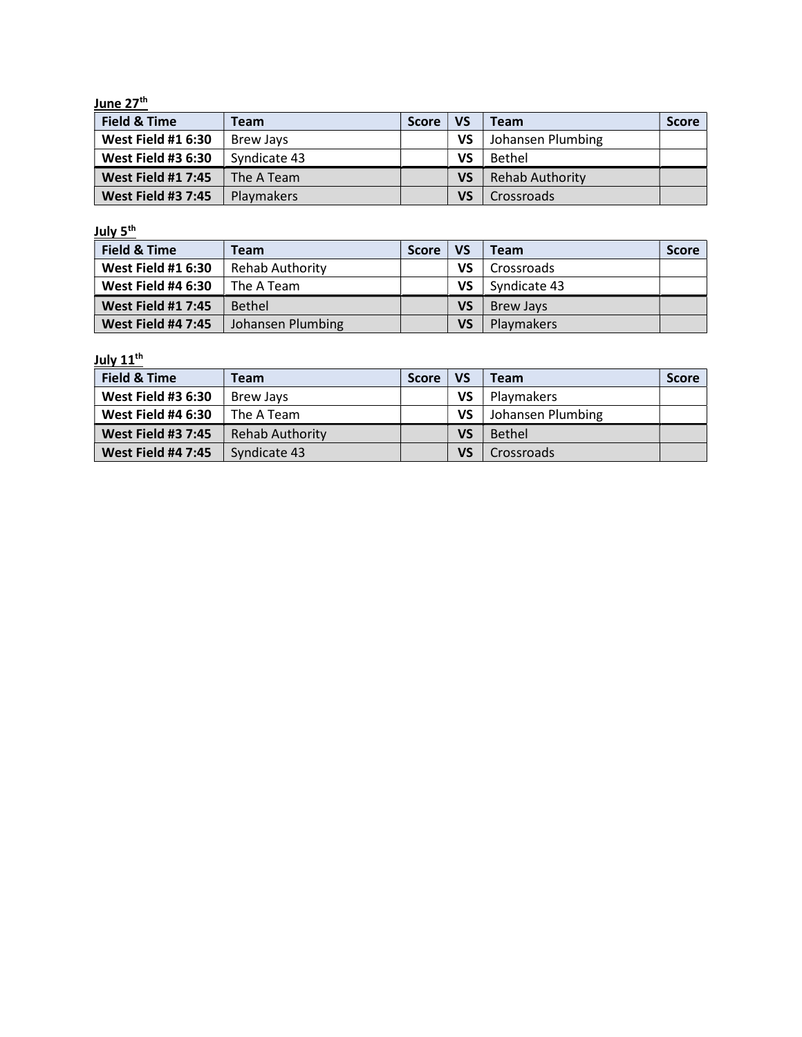**June 27th**

| Field & Time | Team | Score | VS | Team | Score |
|---|---|---|---|---|---|
| West Field #1 6:30 | Brew Jays | | VS | Johansen Plumbing | |
| West Field #3 6:30 | Syndicate 43 | | VS | Bethel | |
| West Field #1 7:45 | The A Team | | VS | Rehab Authority | |
| West Field #3 7:45 | Playmakers | | VS | Crossroads | |

**July 5th**

| Field & Time | Team | Score | VS | Team | Score |
|---|---|---|---|---|---|
| West Field #1 6:30 | Rehab Authority | | VS | Crossroads | |
| West Field #4 6:30 | The A Team | | VS | Syndicate 43 | |
| West Field #1 7:45 | Bethel | | VS | Brew Jays | |
| West Field #4 7:45 | Johansen Plumbing | | VS | Playmakers | |

**July 11th**

| Field & Time | Team | Score | VS | Team | Score |
|---|---|---|---|---|---|
| West Field #3 6:30 | Brew Jays | | VS | Playmakers | |
| West Field #4 6:30 | The A Team | | VS | Johansen Plumbing | |
| West Field #3 7:45 | Rehab Authority | | VS | Bethel | |
| West Field #4 7:45 | Syndicate 43 | | VS | Crossroads | |